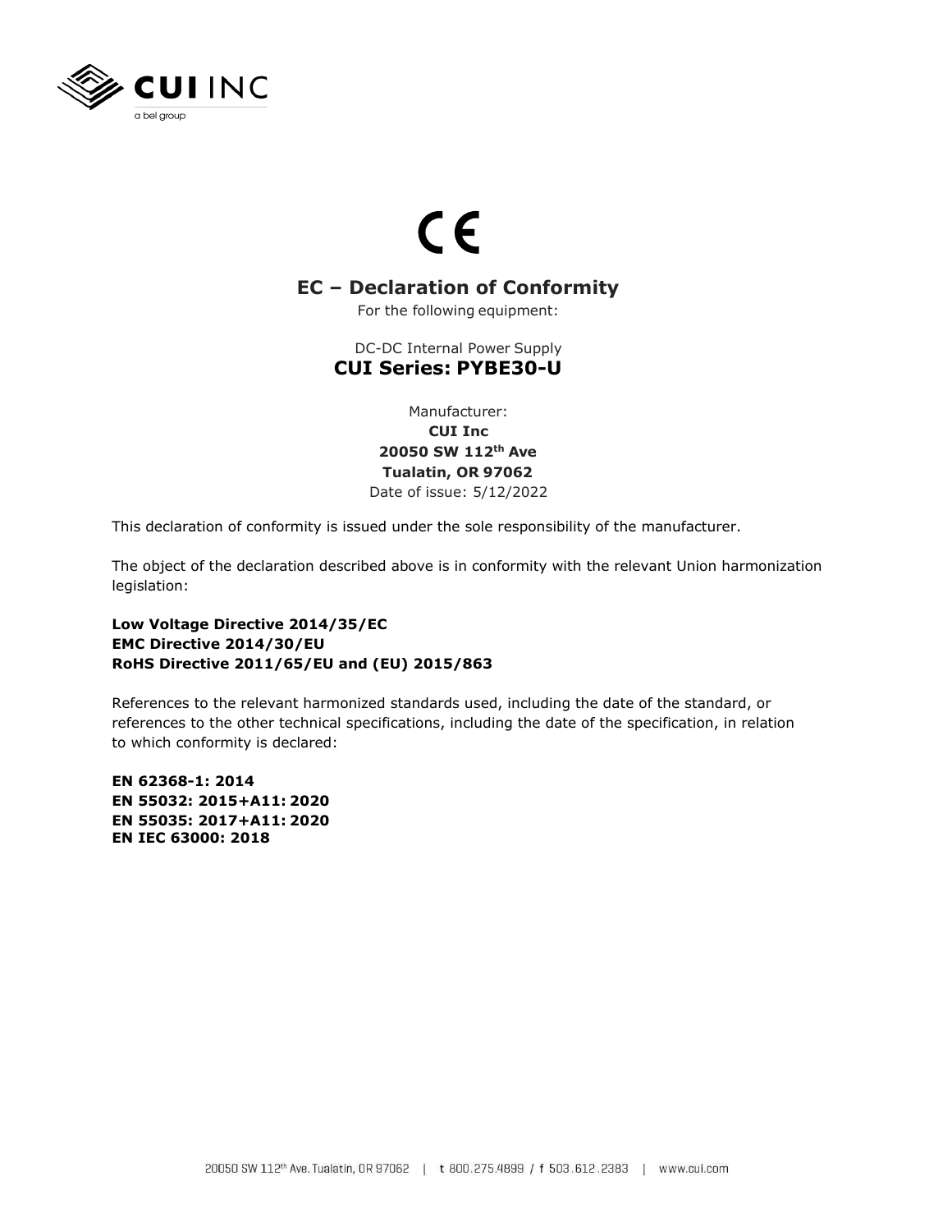CE

## EC – Declaration of Conformity

For the following equipment:

DC-DC Internal Power Supply

**CUI Series: PYBE30-U**

Manufacturer:

**CUI Inc**

**20050 SW 112th Ave**

**Tualatin, OR 97062**

Date of issue: 5/12/2022

This declaration of conformity is issued under the sole responsibility of the manufacturer.

The object of the declaration described above is in conformity with the relevant Union harmonization legislation:

**Low Voltage Directive 2014/35/EC**
**EMC Directive 2014/30/EU**
**RoHS Directive 2011/65/EU and (EU) 2015/863**

References to the relevant harmonized standards used, including the date of the standard, or references to the other technical specifications, including the date of the specification, in relation to which conformity is declared:

**EN 62368-1: 2014**
**EN 55032: 2015+A11: 2020**
**EN 55035: 2017+A11: 2020**
**EN IEC 63000: 2018**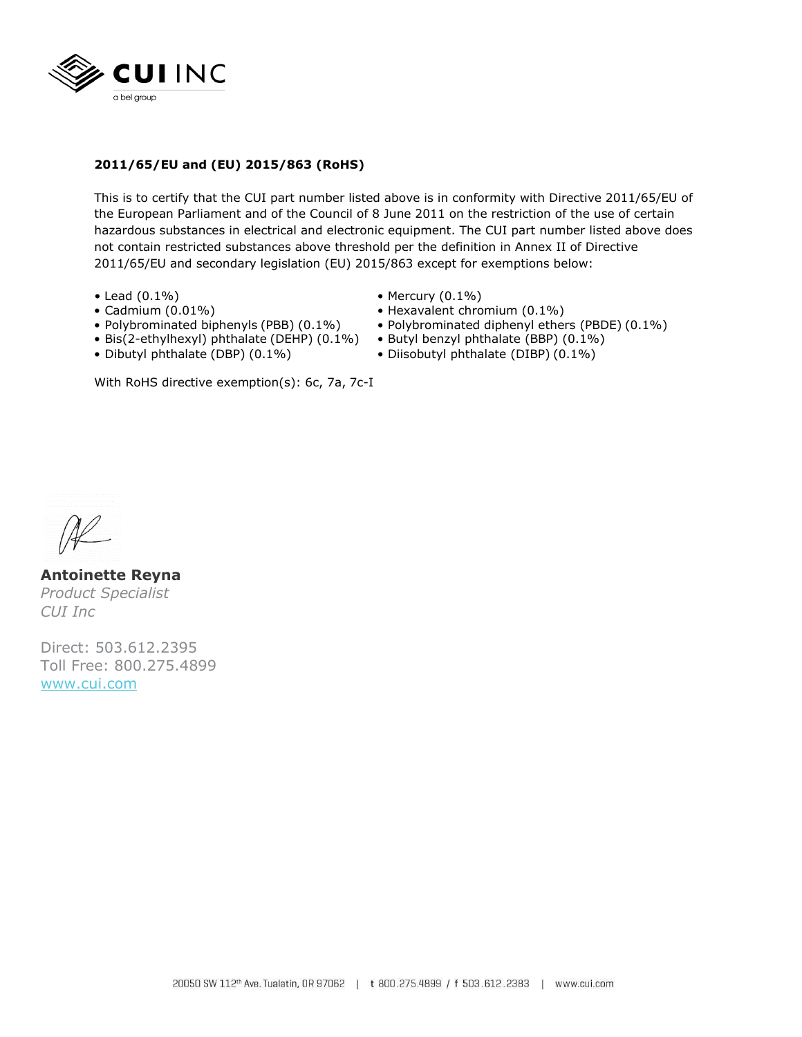**2011/65/EU and (EU) 2015/863 (RoHS)**

This is to certify that the CUI part number listed above is in conformity with Directive 2011/65/EU of the European Parliament and of the Council of 8 June 2011 on the restriction of the use of certain hazardous substances in electrical and electronic equipment. The CUI part number listed above does not contain restricted substances above threshold per the definition in Annex II of Directive 2011/65/EU and secondary legislation (EU) 2015/863 except for exemptions below:

- Lead (0.1%)
- Mercury (0.1%)
- Cadmium (0.01%)
- Hexavalent chromium (0.1%)
- Polybrominated biphenyls (PBB) (0.1%)
- Polybrominated diphenyl ethers (PBDE) (0.1%)
- Bis(2-ethylhexyl) phthalate (DEHP) (0.1%)
- Butyl benzyl phthalate (BBP) (0.1%)
- Dibutyl phthalate (DBP) (0.1%)
- Diisobutyl phthalate (DIBP) (0.1%)

With RoHS directive exemption(s): 6c, 7a, 7c-I

**Antoinette Reyna**
*Product Specialist*
*CUI Inc*

Direct: 503.612.2395
Toll Free: 800.275.4899
www.cui.com

20050 SW 112th Ave. Tualatin, OR 97062 | t 800.275.4899 / f 503.612.2383 | www.cui.com